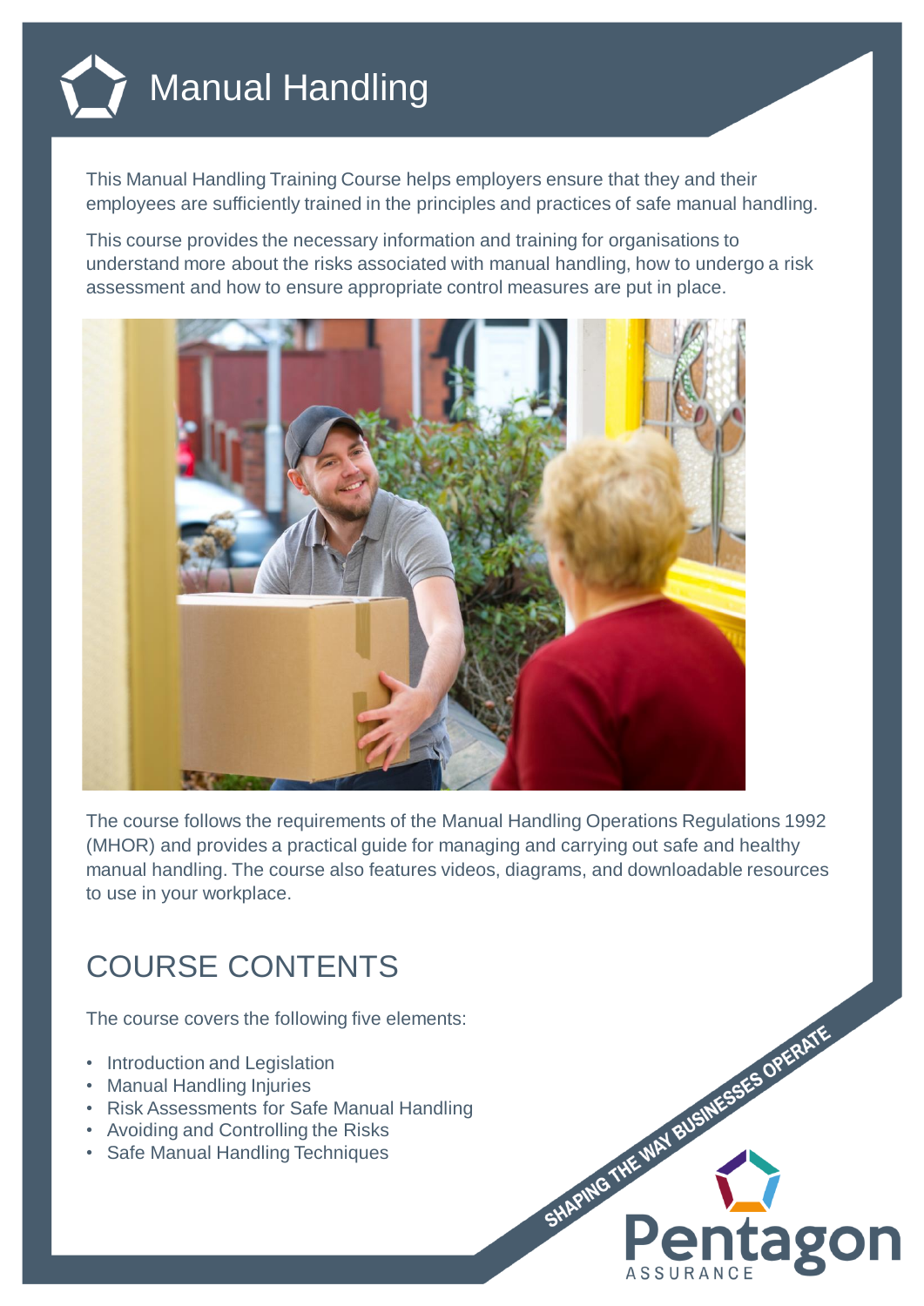# Manual Handling

This Manual Handling Training Course helps employers ensure that they and their employees are sufficiently trained in the principles and practices of safe manual handling.

This course provides the necessary information and training for organisations to understand more about the risks associated with manual handling, how to undergo a risk assessment and how to ensure appropriate control measures are put in place.

The course follows the requirements of the Manual Handling Operations Regulations 1992 (MHOR) and provides a practical guide for managing and carrying out safe and healthy manual handling. The course also features videos, diagrams, and downloadable resources to use in your workplace.

## COURSE CONTENTS

The course covers the following five elements:

- Introduction and Legislation
- Manual Handling Injuries
- Risk Assessments for Safe Manual Handling
- Avoiding and Controlling the Risks
- Safe Manual Handling Techniques

SHAPING THE WAY BUSINESSES OPERATE

Pentagon ASSURANCE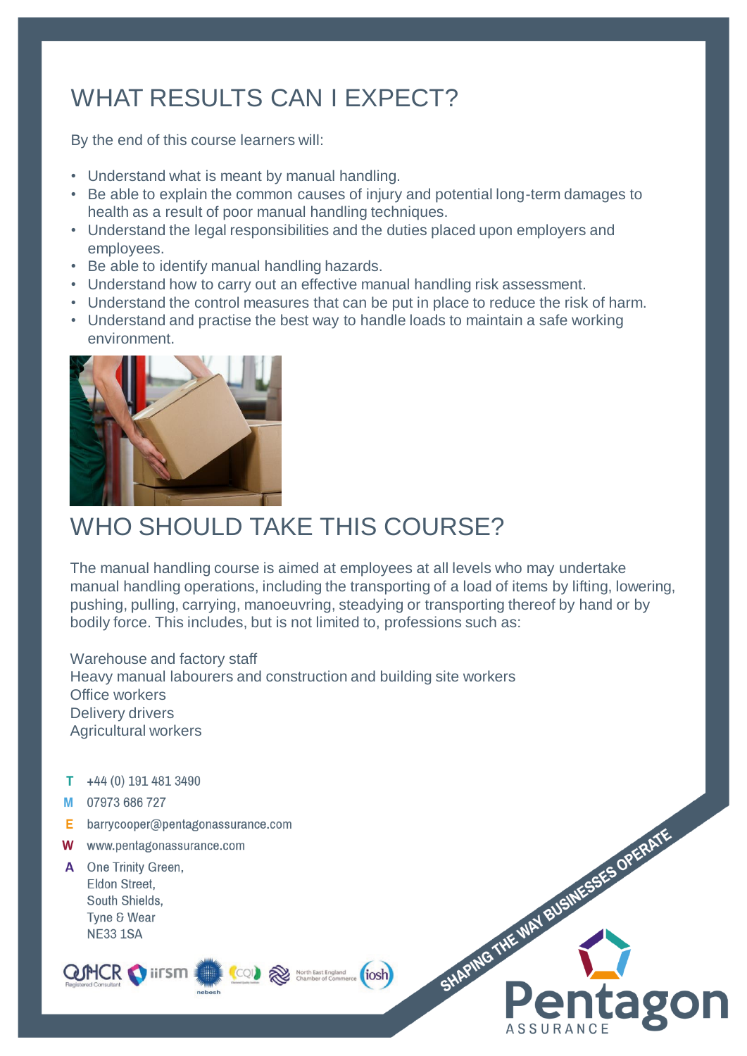## WHAT RESULTS CAN I EXPECT?

By the end of this course learners will:

- Understand what is meant by manual handling.
- Be able to explain the common causes of injury and potential long-term damages to health as a result of poor manual handling techniques.
- Understand the legal responsibilities and the duties placed upon employers and employees.
- Be able to identify manual handling hazards.
- Understand how to carry out an effective manual handling risk assessment.
- Understand the control measures that can be put in place to reduce the risk of harm.
- Understand and practise the best way to handle loads to maintain a safe working environment.

## WHO SHOULD TAKE THIS COURSE?

The manual handling course is aimed at employees at all levels who may undertake manual handling operations, including the transporting of a load of items by lifting, lowering, pushing, pulling, carrying, manoeuvring, steadying or transporting thereof by hand or by bodily force. This includes, but is not limited to, professions such as:

Warehouse and factory staff
Heavy manual labourers and construction and building site workers
Office workers
Delivery drivers
Agricultural workers

**T** +44 (0) 191 481 3490
**M** 07973 686 727
**E** barrycooper@pentagonassurance.com
**W** www.pentagonassurance.com
**A** One Trinity Green,
Eldon Street,
South Shields,
Tyne & Wear
NE33 1SA

SHAPING THE WAY BUSINESSES OPERATE

Pentagon ASSURANCE